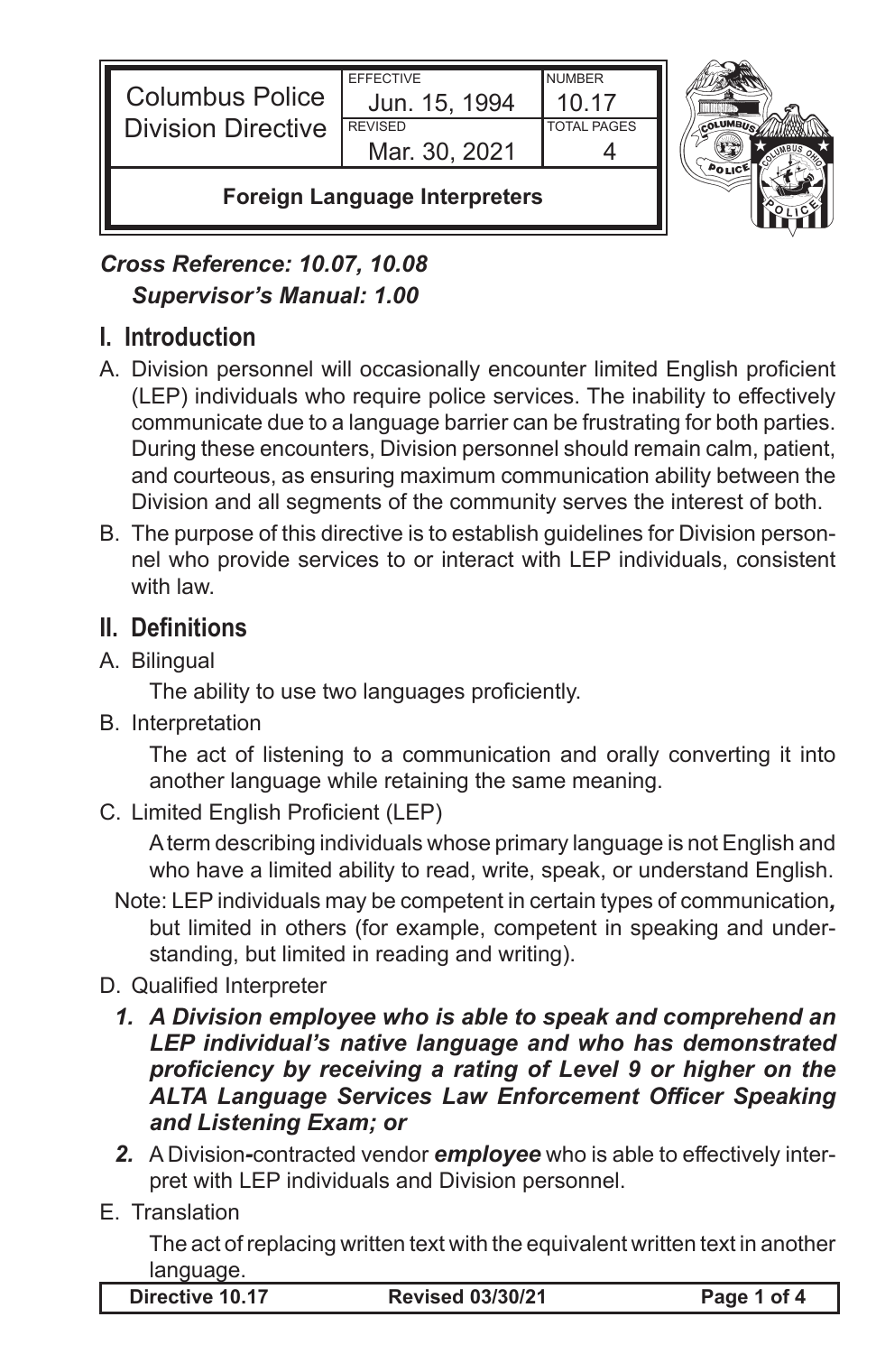| Columbus Police Division Directive | EFFECTIVE Jun. 15, 1994 | NUMBER 10.17 |
| --- | --- | --- |
| | REVISED Mar. 30, 2021 | TOTAL PAGES 4 |

**Foreign Language Interpreters**

***Cross Reference: 10.07, 10.08***
***Supervisor's Manual: 1.00***

## I. Introduction

A. Division personnel will occasionally encounter limited English proficient (LEP) individuals who require police services. The inability to effectively communicate due to a language barrier can be frustrating for both parties. During these encounters, Division personnel should remain calm, patient, and courteous, as ensuring maximum communication ability between the Division and all segments of the community serves the interest of both.

B. The purpose of this directive is to establish guidelines for Division personnel who provide services to or interact with LEP individuals, consistent with law.

## II. Definitions

A. Bilingual

The ability to use two languages proficiently.

B. Interpretation

The act of listening to a communication and orally converting it into another language while retaining the same meaning.

C. Limited English Proficient (LEP)

A term describing individuals whose primary language is not English and who have a limited ability to read, write, speak, or understand English.

Note: LEP individuals may be competent in certain types of communication***,*** but limited in others (for example, competent in speaking and understanding, but limited in reading and writing).

D. Qualified Interpreter

***1. A Division employee who is able to speak and comprehend an LEP individual's native language and who has demonstrated proficiency by receiving a rating of Level 9 or higher on the ALTA Language Services Law Enforcement Officer Speaking and Listening Exam; or***

***2.*** A Division**-**contracted vendor ***employee*** who is able to effectively interpret with LEP individuals and Division personnel.

E. Translation

The act of replacing written text with the equivalent written text in another language.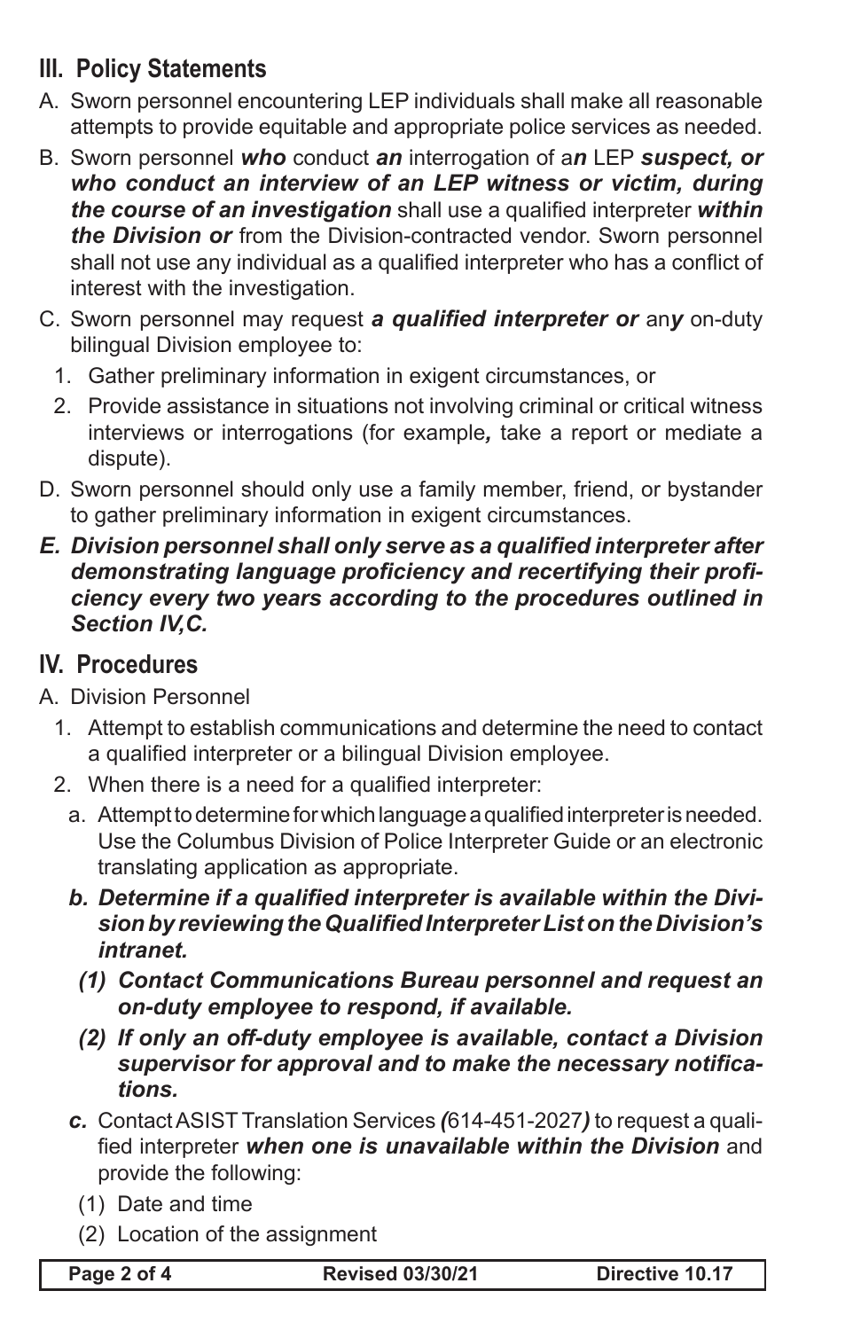## III. Policy Statements

A. Sworn personnel encountering LEP individuals shall make all reasonable attempts to provide equitable and appropriate police services as needed.

B. Sworn personnel ***who*** conduct ***an*** interrogation of a***n*** LEP ***suspect, or who conduct an interview of an LEP witness or victim, during the course of an investigation*** shall use a qualified interpreter ***within the Division or*** from the Division-contracted vendor. Sworn personnel shall not use any individual as a qualified interpreter who has a conflict of interest with the investigation.

C. Sworn personnel may request ***a qualified interpreter or*** an***y*** on-duty bilingual Division employee to:

1. Gather preliminary information in exigent circumstances, or
2. Provide assistance in situations not involving criminal or critical witness interviews or interrogations (for example***,*** take a report or mediate a dispute).

D. Sworn personnel should only use a family member, friend, or bystander to gather preliminary information in exigent circumstances.

***E. Division personnel shall only serve as a qualified interpreter after demonstrating language proficiency and recertifying their proficiency every two years according to the procedures outlined in Section IV,C.***

## IV. Procedures

A. Division Personnel

1. Attempt to establish communications and determine the need to contact a qualified interpreter or a bilingual Division employee.
2. When there is a need for a qualified interpreter:
   a. Attempt to determine for which language a qualified interpreter is needed. Use the Columbus Division of Police Interpreter Guide or an electronic translating application as appropriate.
   ***b. Determine if a qualified interpreter is available within the Division by reviewing the Qualified Interpreter List on the Division's intranet.***
      ***(1) Contact Communications Bureau personnel and request an on-duty employee to respond, if available.***
      ***(2) If only an off-duty employee is available, contact a Division supervisor for approval and to make the necessary notifications.***
   ***c.*** Contact ASIST Translation Services ***(***614-451-2027***)*** to request a qualified interpreter ***when one is unavailable within the Division*** and provide the following:
      (1) Date and time
      (2) Location of the assignment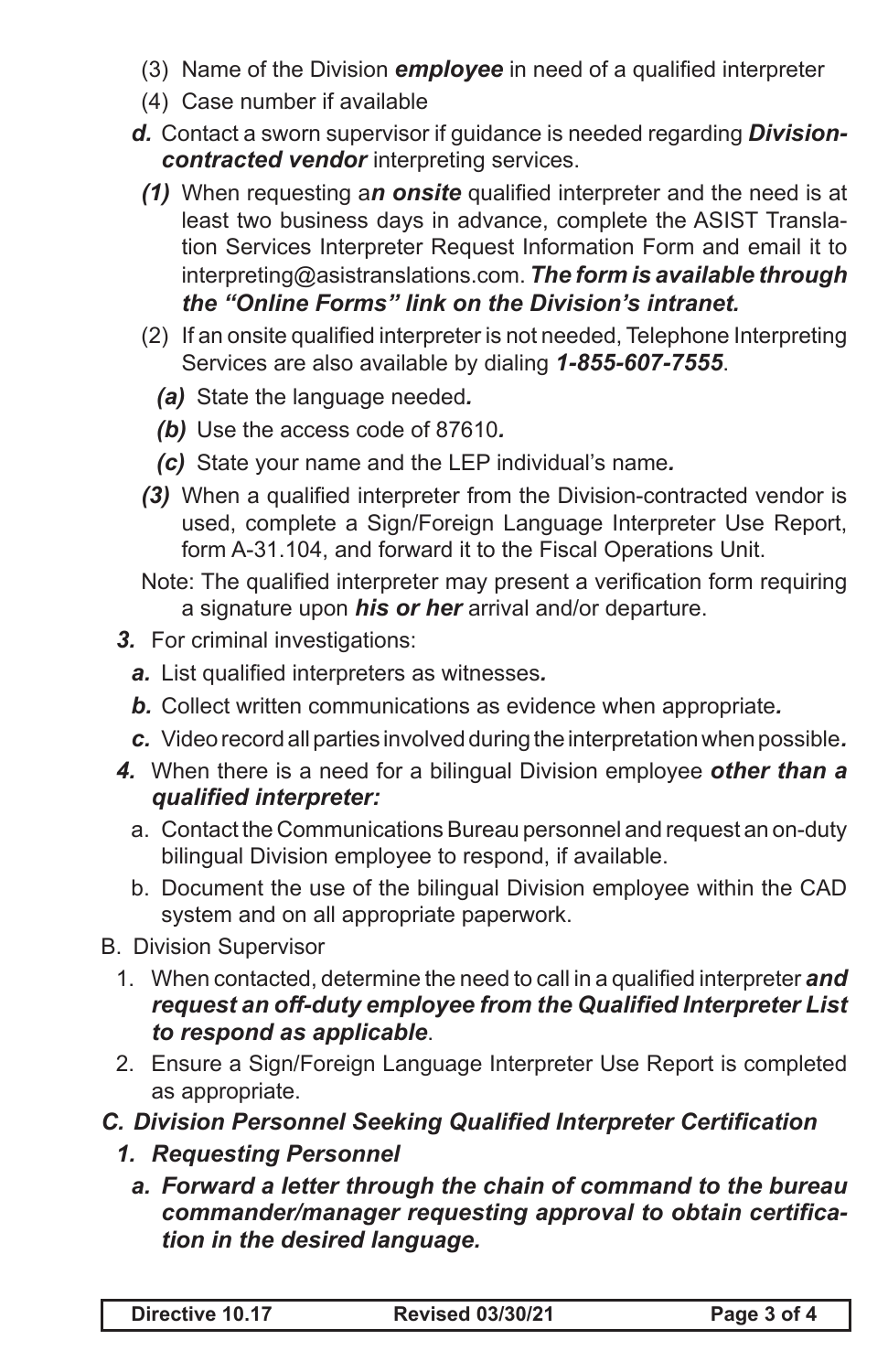(3) Name of the Division ***employee*** in need of a qualified interpreter

(4) Case number if available

***d.*** Contact a sworn supervisor if guidance is needed regarding ***Division-contracted vendor*** interpreting services.

***(1)*** When requesting a***n onsite*** qualified interpreter and the need is at least two business days in advance, complete the ASIST Translation Services Interpreter Request Information Form and email it to interpreting@asistranslations.com. ***The form is available through the "Online Forms" link on the Division's intranet.***

(2) If an onsite qualified interpreter is not needed, Telephone Interpreting Services are also available by dialing ***1-855-607-7555***.

***(a)*** State the language needed***.***

***(b)*** Use the access code of 87610***.***

***(c)*** State your name and the LEP individual's name***.***

***(3)*** When a qualified interpreter from the Division-contracted vendor is used, complete a Sign/Foreign Language Interpreter Use Report, form A-31.104, and forward it to the Fiscal Operations Unit.

Note: The qualified interpreter may present a verification form requiring a signature upon ***his or her*** arrival and/or departure.

***3.*** For criminal investigations:

***a.*** List qualified interpreters as witnesses***.***

***b.*** Collect written communications as evidence when appropriate***.***

***c.*** Video record all parties involved during the interpretation when possible***.***

***4.*** When there is a need for a bilingual Division employee ***other than a qualified interpreter:***

a. Contact the Communications Bureau personnel and request an on-duty bilingual Division employee to respond, if available.

b. Document the use of the bilingual Division employee within the CAD system and on all appropriate paperwork.

B. Division Supervisor

1. When contacted, determine the need to call in a qualified interpreter ***and request an off-duty employee from the Qualified Interpreter List to respond as applicable***.

2. Ensure a Sign/Foreign Language Interpreter Use Report is completed as appropriate.

***C. Division Personnel Seeking Qualified Interpreter Certification***

***1. Requesting Personnel***

***a. Forward a letter through the chain of command to the bureau commander/manager requesting approval to obtain certification in the desired language.***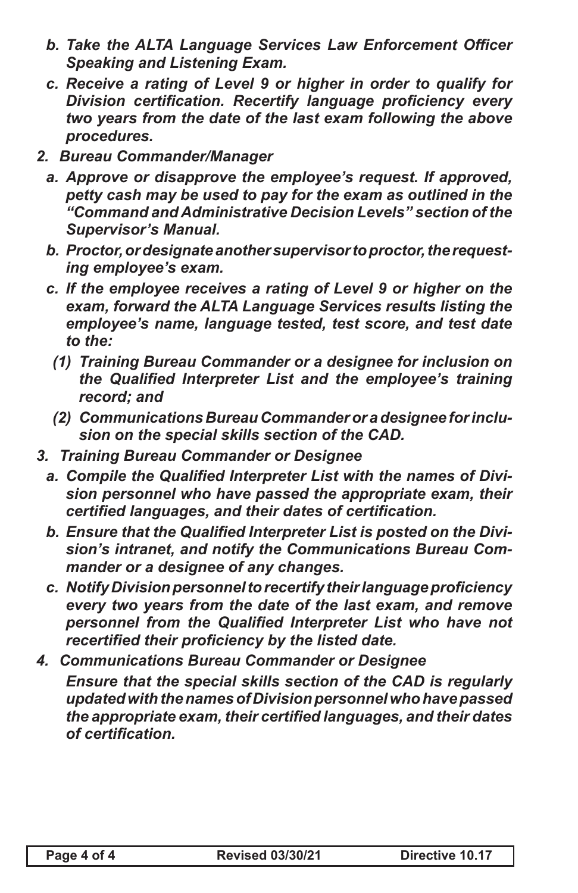*b. Take the ALTA Language Services Law Enforcement Officer Speaking and Listening Exam.*

*c. Receive a rating of Level 9 or higher in order to qualify for Division certification. Recertify language proficiency every two years from the date of the last exam following the above procedures.*

*2. Bureau Commander/Manager*

*a. Approve or disapprove the employee's request. If approved, petty cash may be used to pay for the exam as outlined in the "Command and Administrative Decision Levels" section of the Supervisor's Manual.*

*b. Proctor, or designate another supervisor to proctor, the requesting employee's exam.*

*c. If the employee receives a rating of Level 9 or higher on the exam, forward the ALTA Language Services results listing the employee's name, language tested, test score, and test date to the:*

*(1) Training Bureau Commander or a designee for inclusion on the Qualified Interpreter List and the employee's training record; and*

*(2) Communications Bureau Commander or a designee for inclusion on the special skills section of the CAD.*

*3. Training Bureau Commander or Designee*

*a. Compile the Qualified Interpreter List with the names of Division personnel who have passed the appropriate exam, their certified languages, and their dates of certification.*

*b. Ensure that the Qualified Interpreter List is posted on the Division's intranet, and notify the Communications Bureau Commander or a designee of any changes.*

*c. Notify Division personnel to recertify their language proficiency every two years from the date of the last exam, and remove personnel from the Qualified Interpreter List who have not recertified their proficiency by the listed date.*

*4. Communications Bureau Commander or Designee*

*Ensure that the special skills section of the CAD is regularly updated with the names of Division personnel who have passed the appropriate exam, their certified languages, and their dates of certification.*